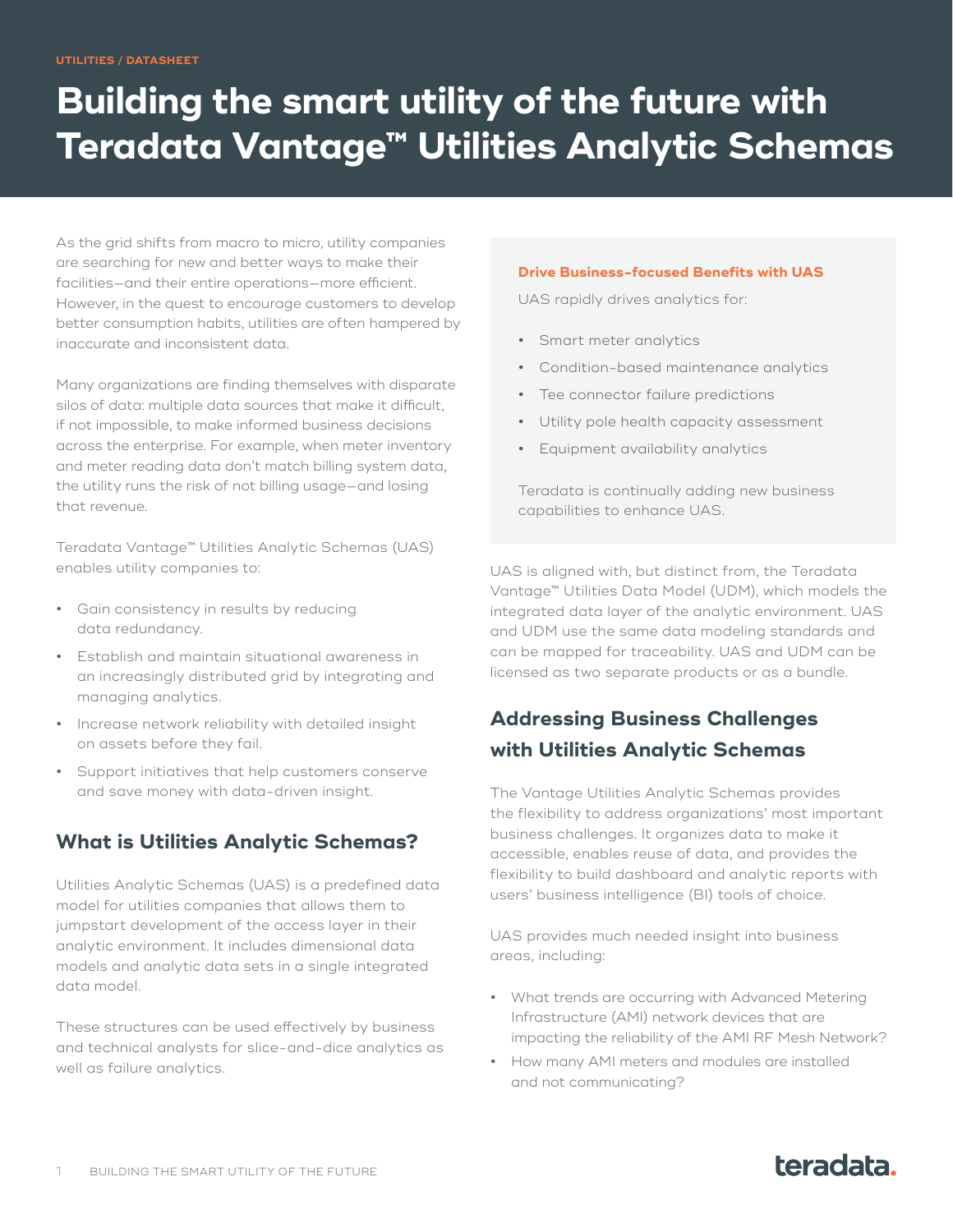UTILITIES / DATASHEET

# Building the smart utility of the future with Teradata Vantage™ Utilities Analytic Schemas

As the grid shifts from macro to micro, utility companies are searching for new and better ways to make their facilities—and their entire operations—more efficient. However, in the quest to encourage customers to develop better consumption habits, utilities are often hampered by inaccurate and inconsistent data.

Many organizations are finding themselves with disparate silos of data: multiple data sources that make it difficult, if not impossible, to make informed business decisions across the enterprise. For example, when meter inventory and meter reading data don't match billing system data, the utility runs the risk of not billing usage—and losing that revenue.

Teradata Vantage™ Utilities Analytic Schemas (UAS) enables utility companies to:

- Gain consistency in results by reducing data redundancy.
- Establish and maintain situational awareness in an increasingly distributed grid by integrating and managing analytics.
- Increase network reliability with detailed insight on assets before they fail.
- Support initiatives that help customers conserve and save money with data-driven insight.

## What is Utilities Analytic Schemas?

Utilities Analytic Schemas (UAS) is a predefined data model for utilities companies that allows them to jumpstart development of the access layer in their analytic environment. It includes dimensional data models and analytic data sets in a single integrated data model.

These structures can be used effectively by business and technical analysts for slice-and-dice analytics as well as failure analytics.

**Drive Business-focused Benefits with UAS**

UAS rapidly drives analytics for:

- Smart meter analytics
- Condition-based maintenance analytics
- Tee connector failure predictions
- Utility pole health capacity assessment
- Equipment availability analytics

Teradata is continually adding new business capabilities to enhance UAS.

UAS is aligned with, but distinct from, the Teradata Vantage™ Utilities Data Model (UDM), which models the integrated data layer of the analytic environment. UAS and UDM use the same data modeling standards and can be mapped for traceability. UAS and UDM can be licensed as two separate products or as a bundle.

## Addressing Business Challenges with Utilities Analytic Schemas

The Vantage Utilities Analytic Schemas provides the flexibility to address organizations' most important business challenges. It organizes data to make it accessible, enables reuse of data, and provides the flexibility to build dashboard and analytic reports with users' business intelligence (BI) tools of choice.

UAS provides much needed insight into business areas, including:

- What trends are occurring with Advanced Metering Infrastructure (AMI) network devices that are impacting the reliability of the AMI RF Mesh Network?
- How many AMI meters and modules are installed and not communicating?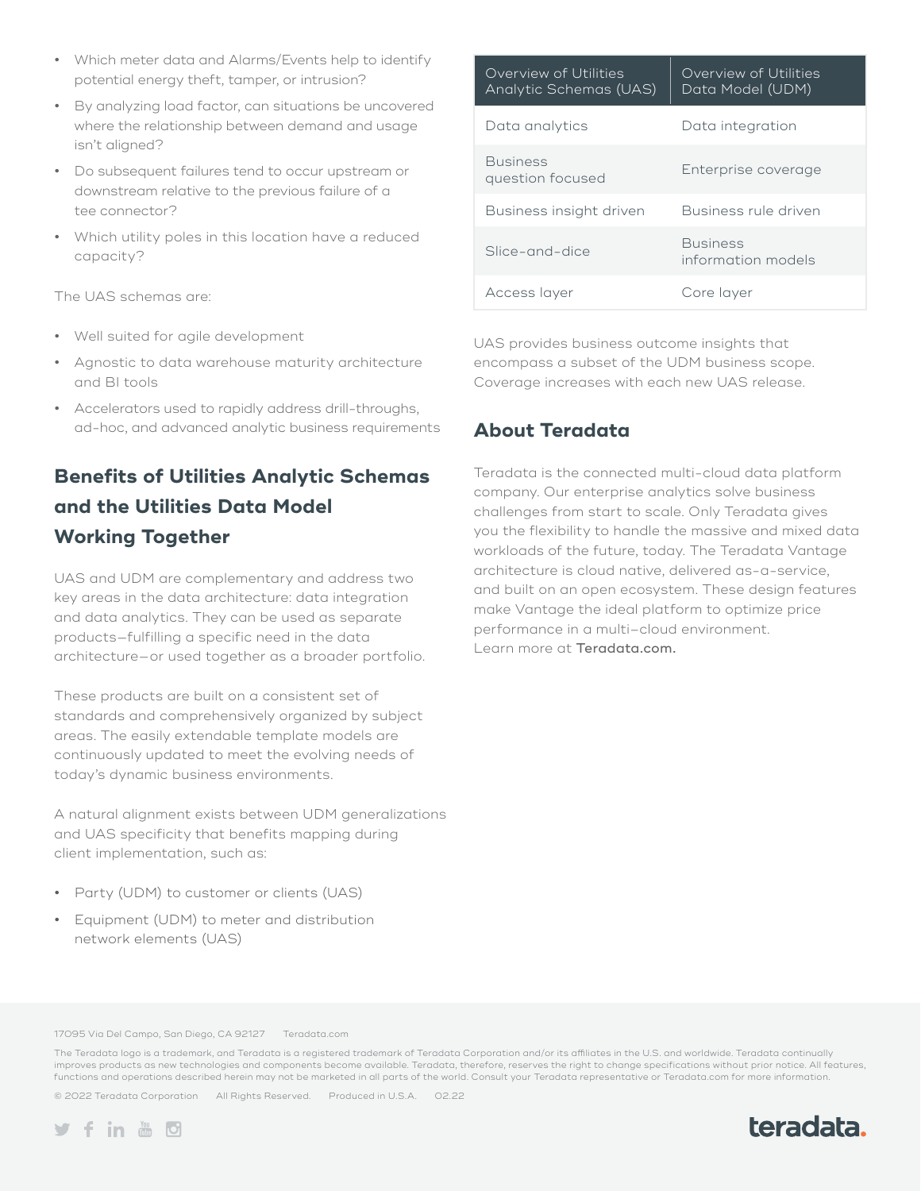- Which meter data and Alarms/Events help to identify potential energy theft, tamper, or intrusion?
- By analyzing load factor, can situations be uncovered where the relationship between demand and usage isn't aligned?
- Do subsequent failures tend to occur upstream or downstream relative to the previous failure of a tee connector?
- Which utility poles in this location have a reduced capacity?

The UAS schemas are:

- Well suited for agile development
- Agnostic to data warehouse maturity architecture and BI tools
- Accelerators used to rapidly address drill-throughs, ad-hoc, and advanced analytic business requirements

## Benefits of Utilities Analytic Schemas and the Utilities Data Model Working Together

UAS and UDM are complementary and address two key areas in the data architecture: data integration and data analytics. They can be used as separate products—fulfilling a specific need in the data architecture—or used together as a broader portfolio.

These products are built on a consistent set of standards and comprehensively organized by subject areas. The easily extendable template models are continuously updated to meet the evolving needs of today's dynamic business environments.

A natural alignment exists between UDM generalizations and UAS specificity that benefits mapping during client implementation, such as:

- Party (UDM) to customer or clients (UAS)
- Equipment (UDM) to meter and distribution network elements (UAS)

| Overview of Utilities Analytic Schemas (UAS) | Overview of Utilities Data Model (UDM) |
|---|---|
| Data analytics | Data integration |
| Business question focused | Enterprise coverage |
| Business insight driven | Business rule driven |
| Slice-and-dice | Business information models |
| Access layer | Core layer |

UAS provides business outcome insights that encompass a subset of the UDM business scope. Coverage increases with each new UAS release.

## About Teradata

Teradata is the connected multi-cloud data platform company. Our enterprise analytics solve business challenges from start to scale. Only Teradata gives you the flexibility to handle the massive and mixed data workloads of the future, today. The Teradata Vantage architecture is cloud native, delivered as-a-service, and built on an open ecosystem. These design features make Vantage the ideal platform to optimize price performance in a multi-cloud environment. Learn more at **Teradata.com.**

17095 Via Del Campo, San Diego, CA 92127     Teradata.com

The Teradata logo is a trademark, and Teradata is a registered trademark of Teradata Corporation and/or its affiliates in the U.S. and worldwide. Teradata continually improves products as new technologies and components become available. Teradata, therefore, reserves the right to change specifications without prior notice. All features, functions and operations described herein may not be marketed in all parts of the world. Consult your Teradata representative or Teradata.com for more information.

© 2022 Teradata Corporation     All Rights Reserved.     Produced in U.S.A.     02.22